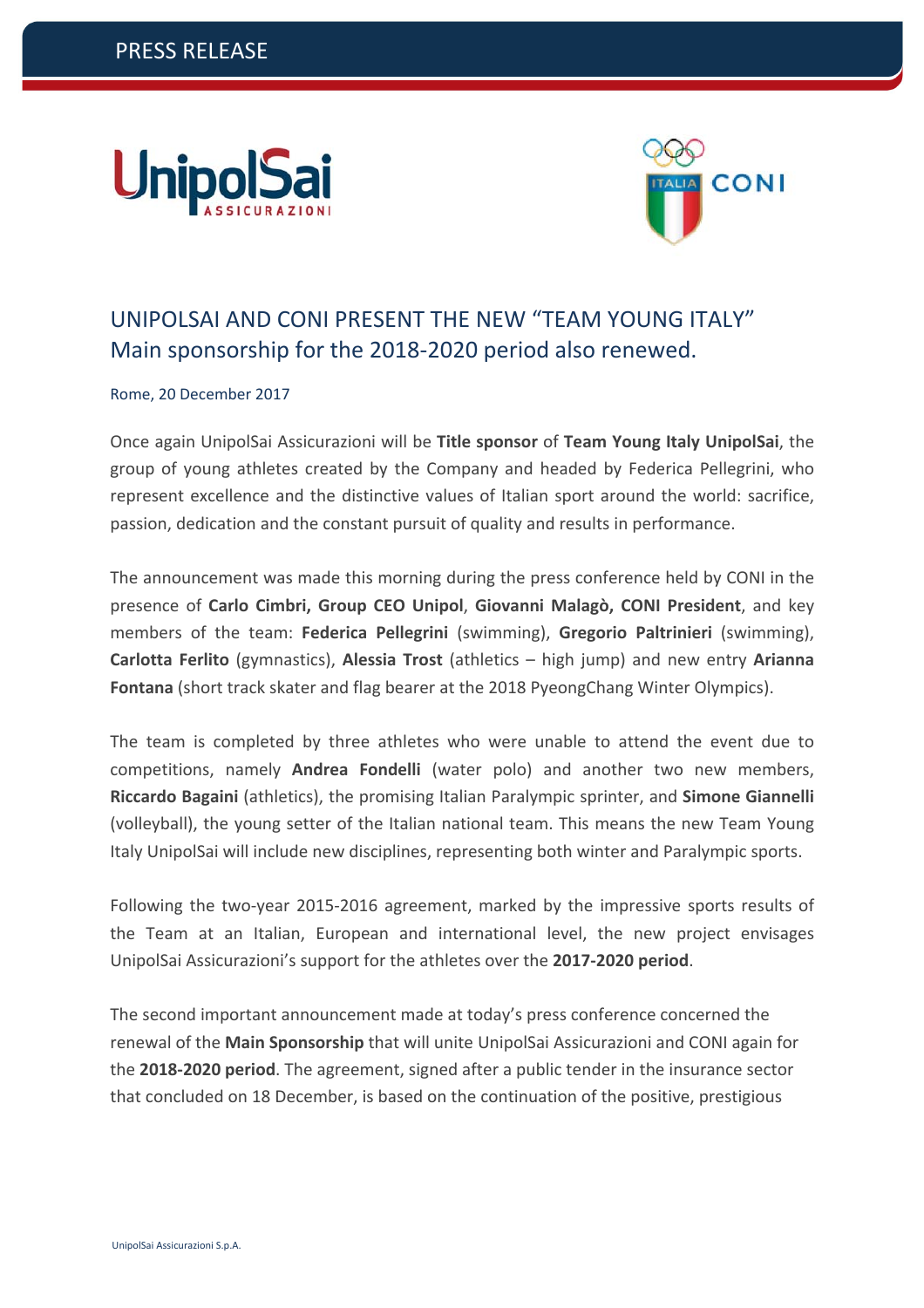PRESS RELEASE

# UNIPOLSAI AND CONI PRESENT THE NEW "TEAM YOUNG ITALY"
## Main sponsorship for the 2018-2020 period also renewed.

Rome, 20 December 2017

Once again UnipolSai Assicurazioni will be **Title sponsor** of **Team Young Italy UnipolSai**, the group of young athletes created by the Company and headed by Federica Pellegrini, who represent excellence and the distinctive values of Italian sport around the world: sacrifice, passion, dedication and the constant pursuit of quality and results in performance.

The announcement was made this morning during the press conference held by CONI in the presence of **Carlo Cimbri, Group CEO Unipol**, **Giovanni Malagò, CONI President**, and key members of the team: **Federica Pellegrini** (swimming), **Gregorio Paltrinieri** (swimming), **Carlotta Ferlito** (gymnastics), **Alessia Trost** (athletics – high jump) and new entry **Arianna Fontana** (short track skater and flag bearer at the 2018 PyeongChang Winter Olympics).

The team is completed by three athletes who were unable to attend the event due to competitions, namely **Andrea Fondelli** (water polo) and another two new members, **Riccardo Bagaini** (athletics), the promising Italian Paralympic sprinter, and **Simone Giannelli** (volleyball), the young setter of the Italian national team. This means the new Team Young Italy UnipolSai will include new disciplines, representing both winter and Paralympic sports.

Following the two-year 2015-2016 agreement, marked by the impressive sports results of the Team at an Italian, European and international level, the new project envisages UnipolSai Assicurazioni's support for the athletes over the **2017-2020 period**.

The second important announcement made at today's press conference concerned the renewal of the **Main Sponsorship** that will unite UnipolSai Assicurazioni and CONI again for the **2018-2020 period**. The agreement, signed after a public tender in the insurance sector that concluded on 18 December, is based on the continuation of the positive, prestigious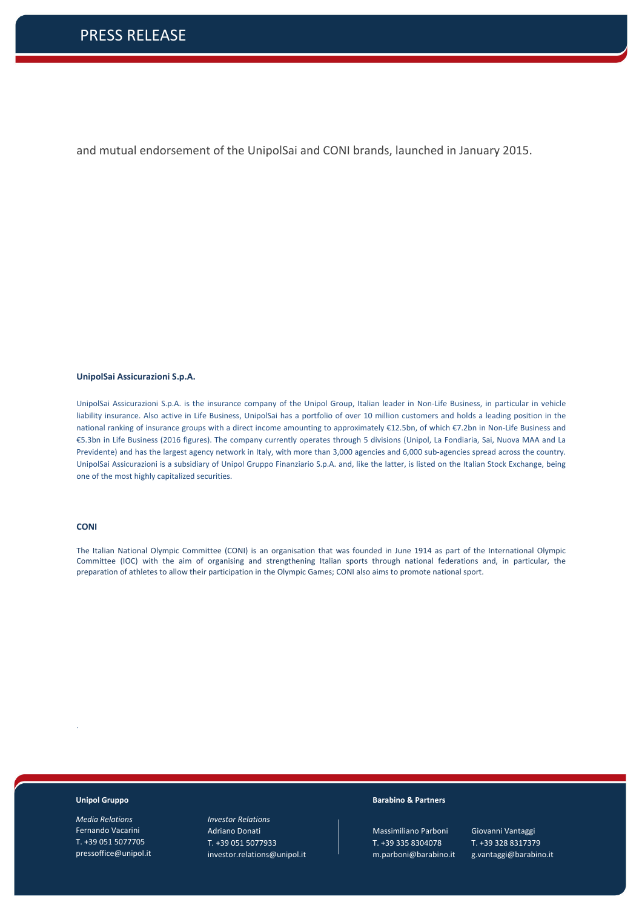and mutual endorsement of the UnipolSai and CONI brands, launched in January 2015.

**UnipolSai Assicurazioni S.p.A.**

UnipolSai Assicurazioni S.p.A. is the insurance company of the Unipol Group, Italian leader in Non-Life Business, in particular in vehicle liability insurance. Also active in Life Business, UnipolSai has a portfolio of over 10 million customers and holds a leading position in the national ranking of insurance groups with a direct income amounting to approximately €12.5bn, of which €7.2bn in Non-Life Business and €5.3bn in Life Business (2016 figures). The company currently operates through 5 divisions (Unipol, La Fondiaria, Sai, Nuova MAA and La Previdente) and has the largest agency network in Italy, with more than 3,000 agencies and 6,000 sub-agencies spread across the country. UnipolSai Assicurazioni is a subsidiary of Unipol Gruppo Finanziario S.p.A. and, like the latter, is listed on the Italian Stock Exchange, being one of the most highly capitalized securities.

**CONI**

The Italian National Olympic Committee (CONI) is an organisation that was founded in June 1914 as part of the International Olympic Committee (IOC) with the aim of organising and strengthening Italian sports through national federations and, in particular, the preparation of athletes to allow their participation in the Olympic Games; CONI also aims to promote national sport.

.

**Unipol Gruppo**

*Media Relations*
Fernando Vacarini
T. +39 051 5077705
pressoffice@unipol.it

*Investor Relations*
Adriano Donati
T. +39 051 5077933
investor.relations@unipol.it

**Barabino & Partners**

Massimiliano Parboni
T. +39 335 8304078
m.parboni@barabino.it

Giovanni Vantaggi
T. +39 328 8317379
g.vantaggi@barabino.it